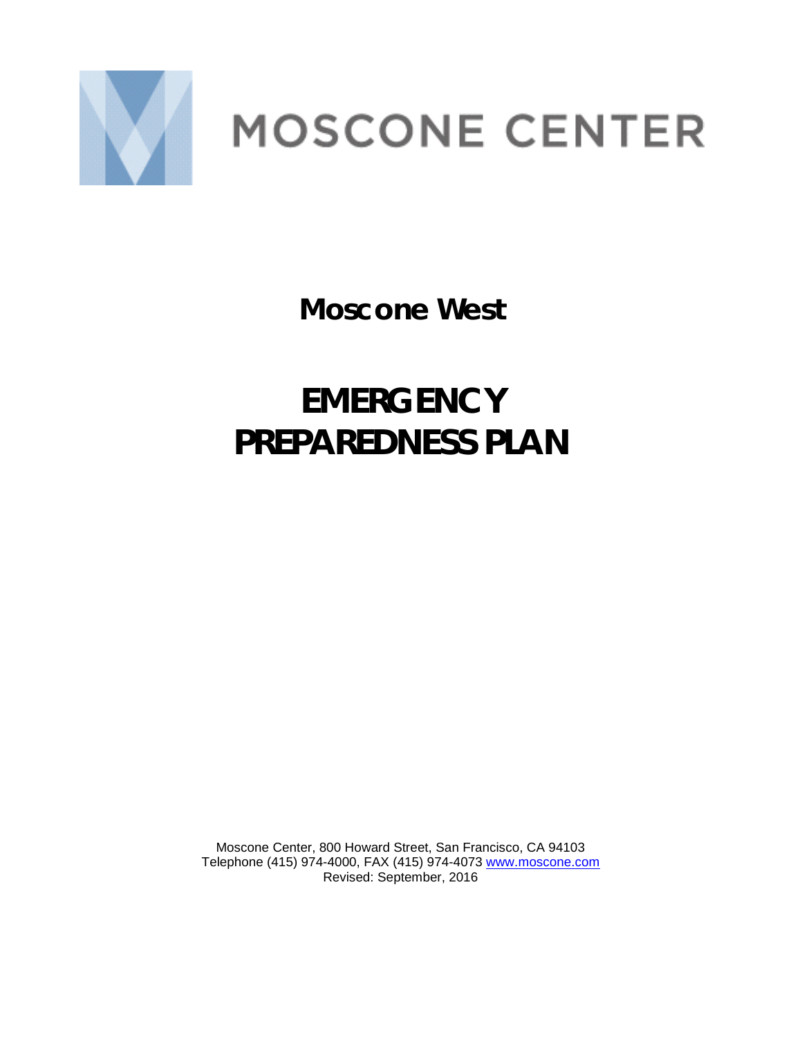MOSCONE CENTER

# Moscone West

# EMERGENCY PREPAREDNESS PLAN

Moscone Center, 800 Howard Street, San Francisco, CA 94103
Telephone (415) 974-4000, FAX (415) 974-4073 [www.moscone.com](http://www.moscone.com)
Revised: September, 2016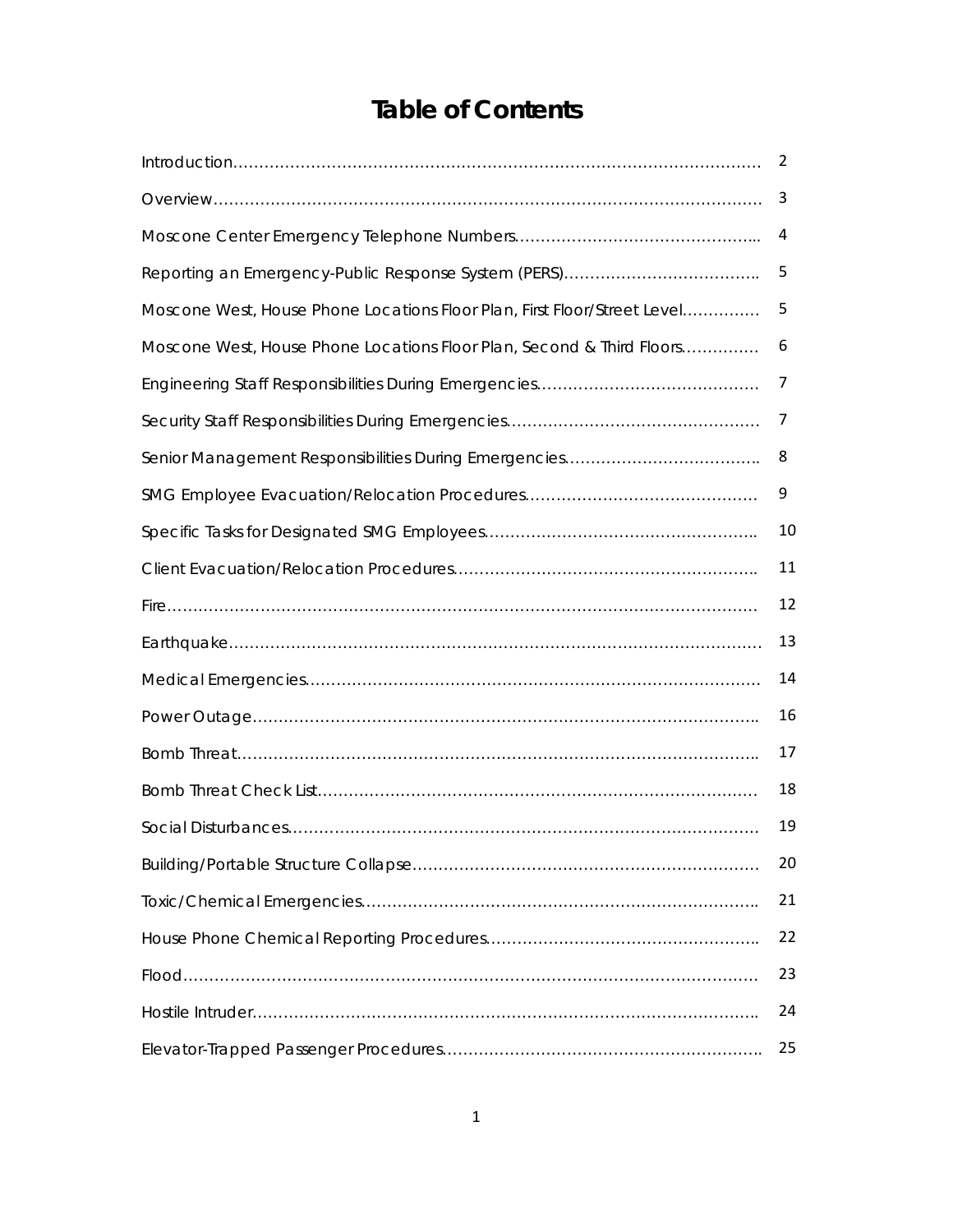# Table of Contents

| | |
|---|---|
| Introduction………………………………………………………………………………………… | 2 |
| Overview……………………………………………………………………………………………… | 3 |
| Moscone Center Emergency Telephone Numbers……………………………………….. | 4 |
| Reporting an Emergency-Public Response System (PERS)……………………………….. | 5 |
| Moscone West, House Phone Locations Floor Plan, First Floor/Street Level…………… | 5 |
| Moscone West, House Phone Locations Floor Plan, Second & Third Floors…………… | 6 |
| Engineering Staff Responsibilities During Emergencies…………………………………… | 7 |
| Security Staff Responsibilities During Emergencies………………………………………… | 7 |
| Senior Management Responsibilities During Emergencies……………………………….. | 8 |
| SMG Employee Evacuation/Relocation Procedures……………………………………… | 9 |
| Specific Tasks for Designated SMG Employees…………………………………………….. | 10 |
| Client Evacuation/Relocation Procedures………………………………………………….. | 11 |
| Fire……………………………………………………………………………………………………… | 12 |
| Earthquake…………………………………………………………………………………………… | 13 |
| Medical Emergencies……………………………………………………………………………… | 14 |
| Power Outage……………………………………………………………………………………….. | 16 |
| Bomb Threat………………………………………………………………………………………….. | 17 |
| Bomb Threat Check List…………………………………………………………………………… | 18 |
| Social Disturbances………………………………………………………………………………… | 19 |
| Building/Portable Structure Collapse…………………………………………………………… | 20 |
| Toxic/Chemical Emergencies…………………………………………………………………….. | 21 |
| House Phone Chemical Reporting Procedures…………………………………………….. | 22 |
| Flood……………………………………………………………………………………………………… | 23 |
| Hostile Intruder……………………………………………………………………………………….. | 24 |
| Elevator-Trapped Passenger Procedures…………………………………………………….. | 25 |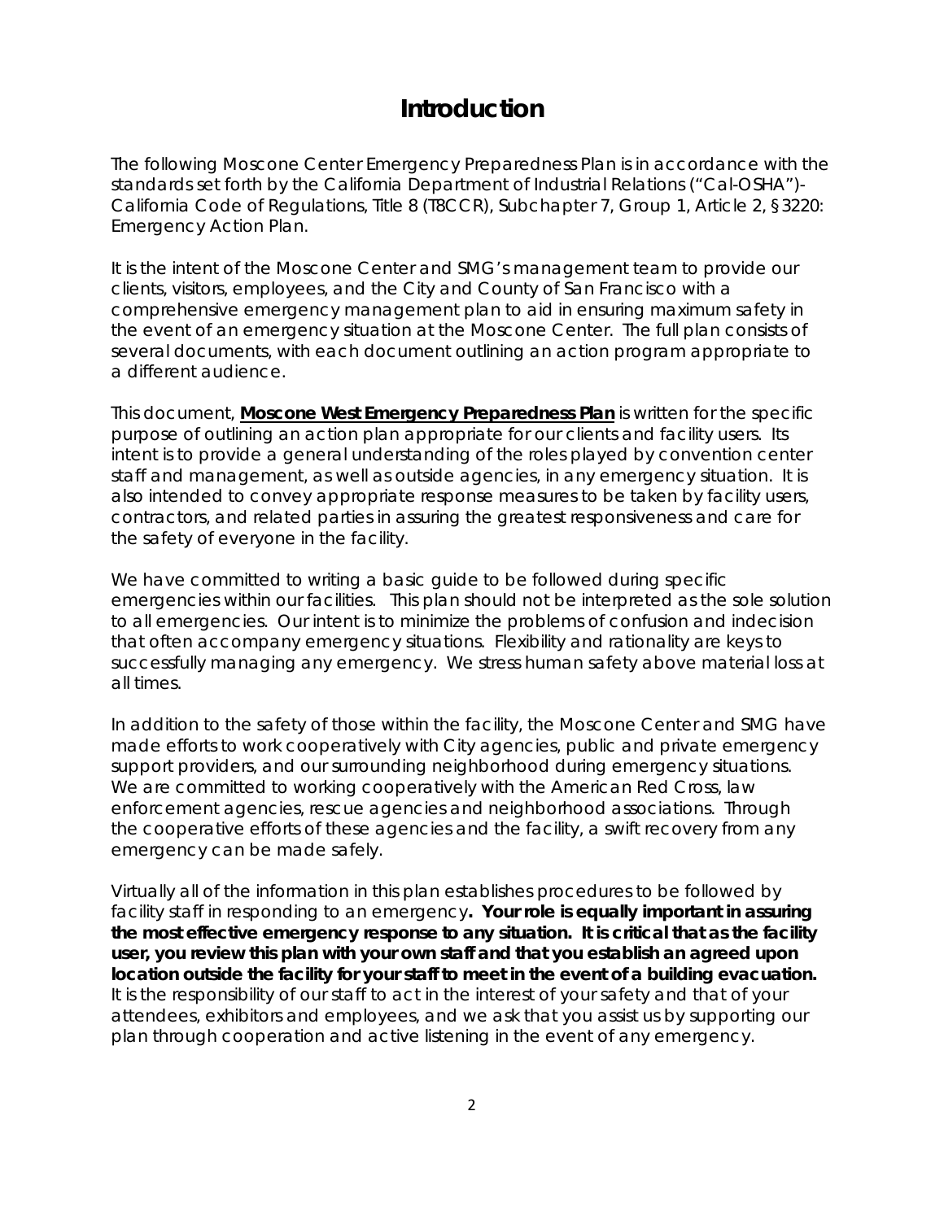# Introduction

The following Moscone Center Emergency Preparedness Plan is in accordance with the standards set forth by the California Department of Industrial Relations ("Cal-OSHA")- California Code of Regulations, Title 8 (T8CCR), Subchapter 7, Group 1, Article 2, §3220: Emergency Action Plan.

It is the intent of the Moscone Center and SMG's management team to provide our clients, visitors, employees, and the City and County of San Francisco with a comprehensive emergency management plan to aid in ensuring maximum safety in the event of an emergency situation at the Moscone Center. The full plan consists of several documents, with each document outlining an action program appropriate to a different audience.

This document, **Moscone West Emergency Preparedness Plan** is written for the specific purpose of outlining an action plan appropriate for our clients and facility users. Its intent is to provide a general understanding of the roles played by convention center staff and management, as well as outside agencies, in any emergency situation. It is also intended to convey appropriate response measures to be taken by facility users, contractors, and related parties in assuring the greatest responsiveness and care for the safety of everyone in the facility.

We have committed to writing a basic guide to be followed during specific emergencies within our facilities. This plan should not be interpreted as the sole solution to all emergencies. Our intent is to minimize the problems of confusion and indecision that often accompany emergency situations. Flexibility and rationality are keys to successfully managing any emergency. We stress human safety above material loss at all times.

In addition to the safety of those within the facility, the Moscone Center and SMG have made efforts to work cooperatively with City agencies, public and private emergency support providers, and our surrounding neighborhood during emergency situations. We are committed to working cooperatively with the American Red Cross, law enforcement agencies, rescue agencies and neighborhood associations. Through the cooperative efforts of these agencies and the facility, a swift recovery from any emergency can be made safely.

Virtually all of the information in this plan establishes procedures to be followed by facility staff in responding to an emergency**. Your role is equally important in assuring the most effective emergency response to any situation. It is critical that as the facility user, you review this plan with your own staff and that you establish an agreed upon location outside the facility for your staff to meet in the event of a building evacuation.** It is the responsibility of our staff to act in the interest of your safety and that of your attendees, exhibitors and employees, and we ask that you assist us by supporting our plan through cooperation and active listening in the event of any emergency.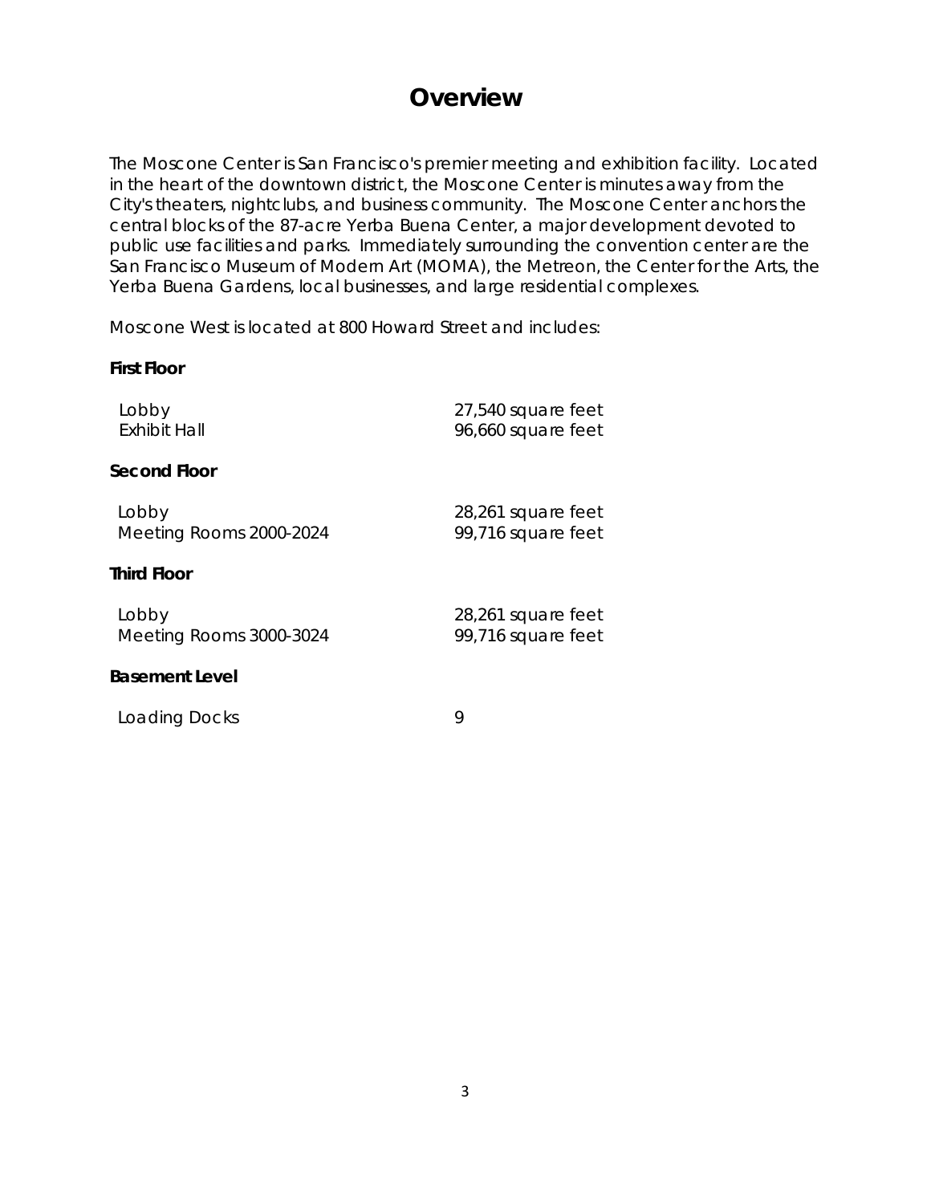# Overview

The Moscone Center is San Francisco's premier meeting and exhibition facility. Located in the heart of the downtown district, the Moscone Center is minutes away from the City's theaters, nightclubs, and business community. The Moscone Center anchors the central blocks of the 87-acre Yerba Buena Center, a major development devoted to public use facilities and parks. Immediately surrounding the convention center are the San Francisco Museum of Modern Art (MOMA), the Metreon, the Center for the Arts, the Yerba Buena Gardens, local businesses, and large residential complexes.

Moscone West is located at 800 Howard Street and includes:

**First Floor**

| | |
|---|---|
| Lobby | 27,540 square feet |
| Exhibit Hall | 96,660 square feet |

**Second Floor**

| | |
|---|---|
| Lobby | 28,261 square feet |
| Meeting Rooms 2000-2024 | 99,716 square feet |

**Third Floor**

| | |
|---|---|
| Lobby | 28,261 square feet |
| Meeting Rooms 3000-3024 | 99,716 square feet |

**Basement Level**

| | |
|---|---|
| Loading Docks | 9 |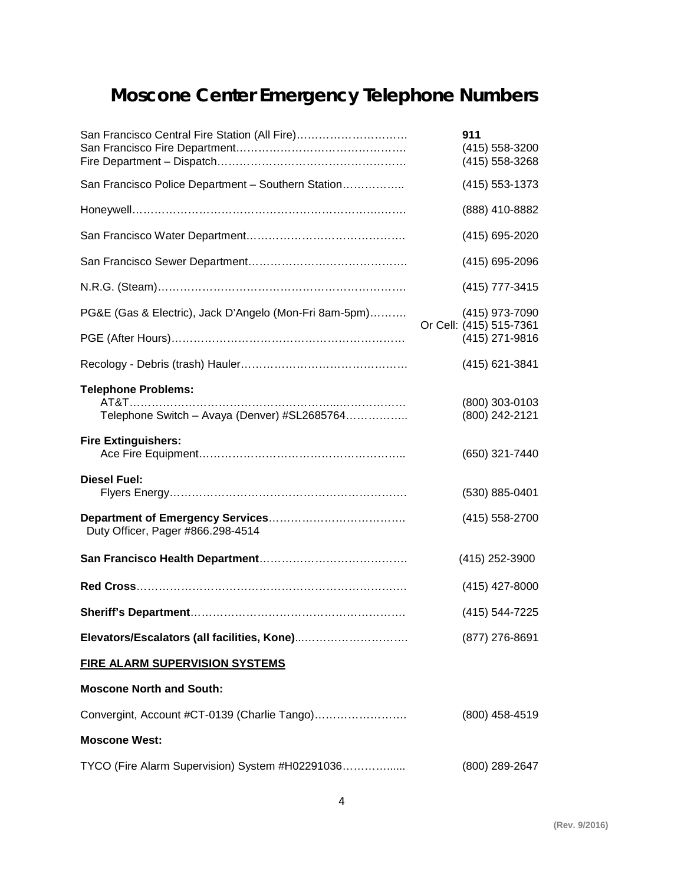# Moscone Center Emergency Telephone Numbers

| | |
|---|---|
| San Francisco Central Fire Station (All Fire)………………………… | **911** |
| San Francisco Fire Department……………………………………… | (415) 558-3200 |
| Fire Department – Dispatch………………………………………… | (415) 558-3268 |
| San Francisco Police Department – Southern Station…………….. | (415) 553-1373 |
| Honeywell…………………………………………………………… | (888) 410-8882 |
| San Francisco Water Department…………………………………… | (415) 695-2020 |
| San Francisco Sewer Department…………………………………… | (415) 695-2096 |
| N.R.G. (Steam)……………………………………………………… | (415) 777-3415 |
| PG&E (Gas & Electric), Jack D'Angelo (Mon-Fri 8am-5pm)………. | (415) 973-7090<br>Or Cell: (415) 515-7361 |
| PGE (After Hours)…………………………………………………… | (415) 271-9816 |
| Recology - Debris (trash) Hauler…………………………………… | (415) 621-3841 |
| **Telephone Problems:** | |
| AT&T………………………………………………………………… | (800) 303-0103 |
| Telephone Switch – Avaya (Denver) #SL2685764…………….. | (800) 242-2121 |
| **Fire Extinguishers:** | |
| Ace Fire Equipment……………………………………………….. | (650) 321-7440 |
| **Diesel Fuel:** | |
| Flyers Energy……………………………………………………… | (530) 885-0401 |
| **Department of Emergency Services**……………………………….<br>Duty Officer, Pager #866.298-4514 | (415) 558-2700 |
| **San Francisco Health Department**………………………………… | (415) 252-3900 |
| **Red Cross**…………………………………………………………… | (415) 427-8000 |
| **Sheriff's Department**……………………………………………… | (415) 544-7225 |
| **Elevators/Escalators (all facilities, Kone)**……………………… | (877) 276-8691 |

**FIRE ALARM SUPERVISION SYSTEMS**

**Moscone North and South:**

| | |
|---|---|
| Convergint, Account #CT-0139 (Charlie Tango)……………………. | (800) 458-4519 |

**Moscone West:**

| | |
|---|---|
| TYCO (Fire Alarm Supervision) System #H02291036…………..... | (800) 289-2647 |

(Rev. 9/2016)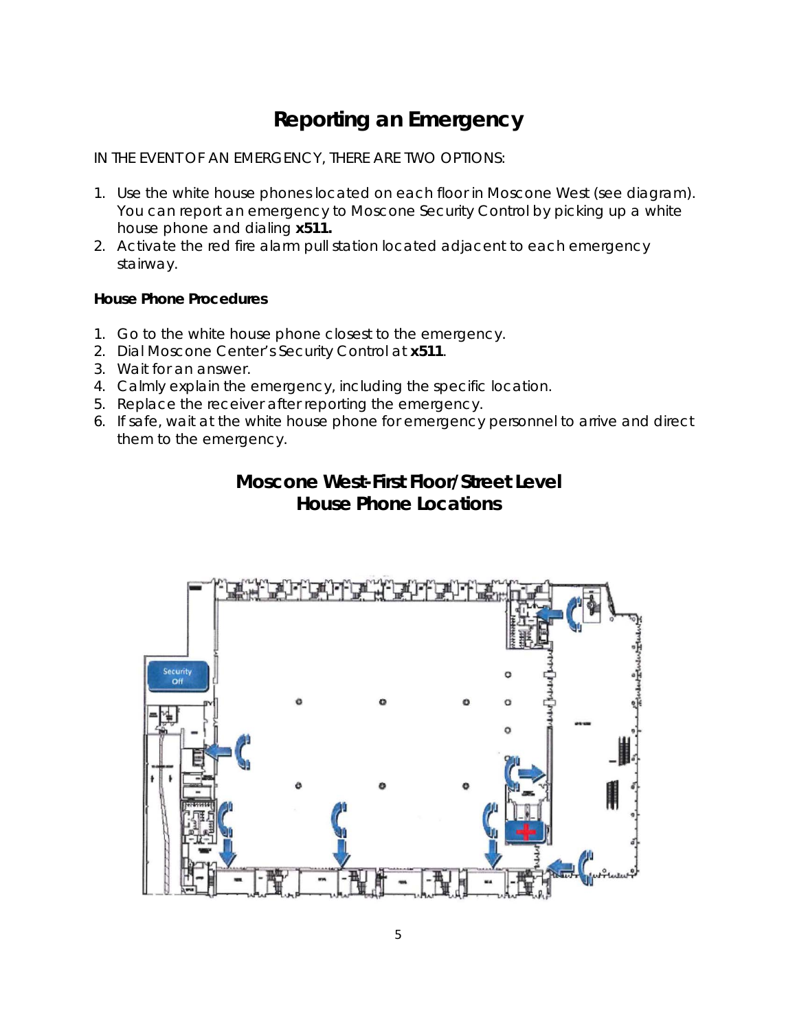# Reporting an Emergency

IN THE EVENT OF AN EMERGENCY, THERE ARE TWO OPTIONS:

1. Use the white house phones located on each floor in Moscone West (see diagram). You can report an emergency to Moscone Security Control by picking up a white house phone and dialing **x511.**
2. Activate the red fire alarm pull station located adjacent to each emergency stairway.

**House Phone Procedures**

1. Go to the white house phone closest to the emergency.
2. Dial Moscone Center's Security Control at **x511**.
3. Wait for an answer.
4. Calmly explain the emergency, including the specific location.
5. Replace the receiver after reporting the emergency.
6. If safe, wait at the white house phone for emergency personnel to arrive and direct them to the emergency.

## Moscone West-First Floor/Street Level House Phone Locations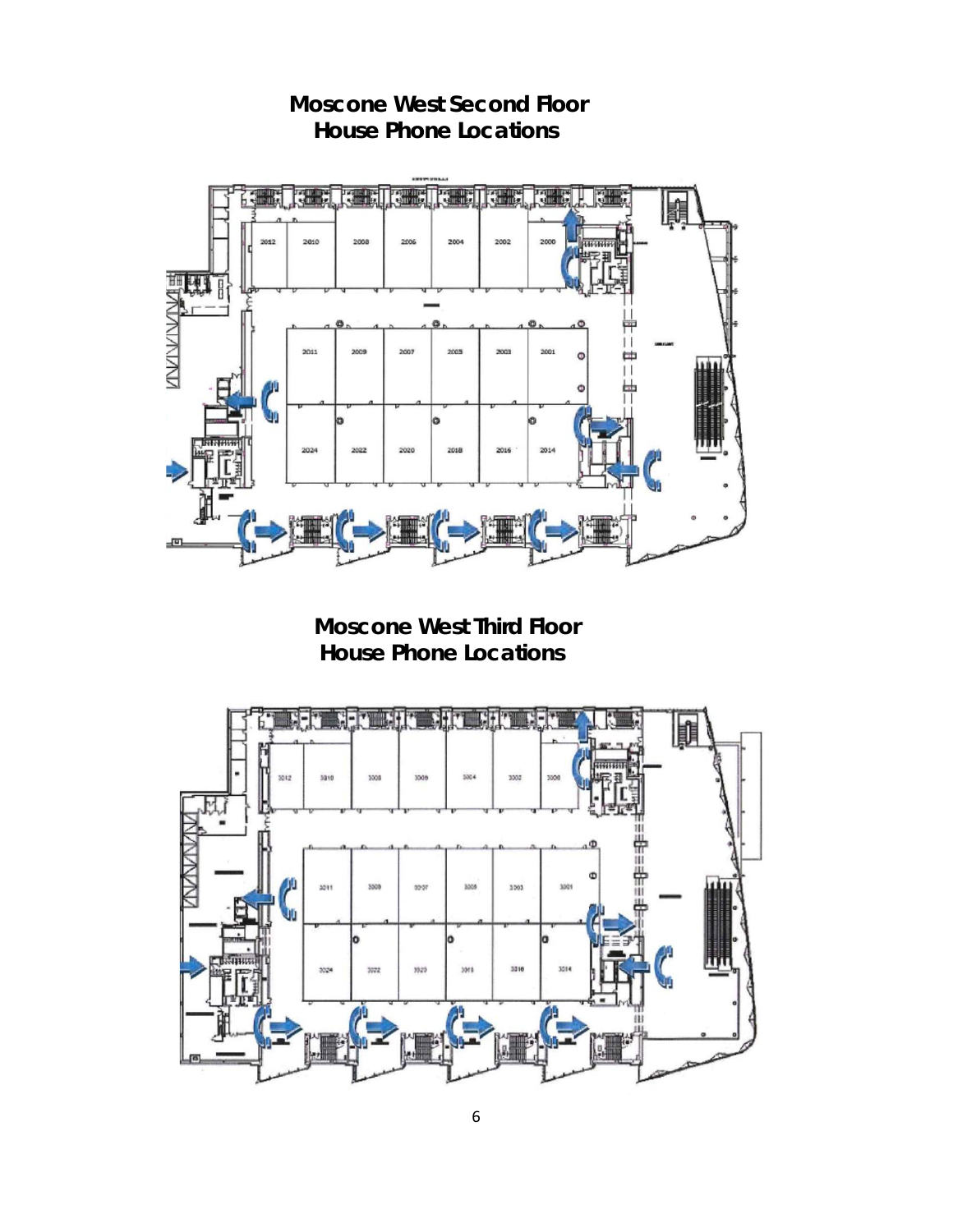# Moscone West Second Floor House Phone Locations

# Moscone West Third Floor House Phone Locations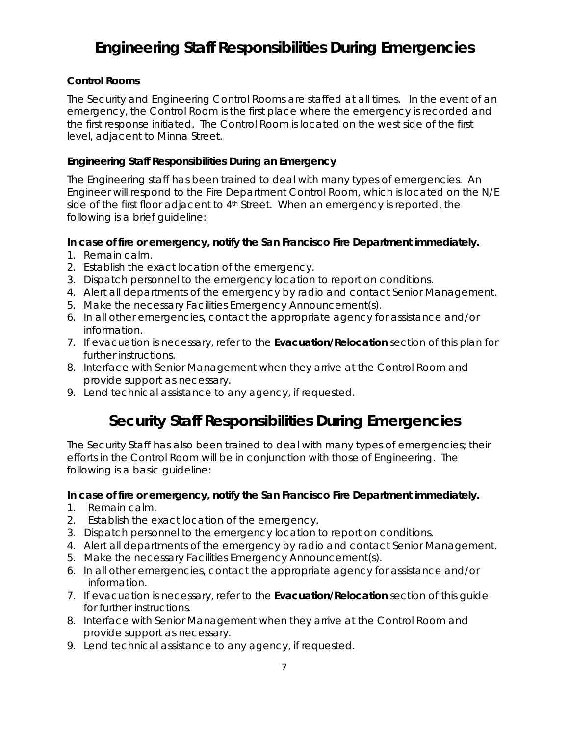# Engineering Staff Responsibilities During Emergencies

**Control Rooms**

The Security and Engineering Control Rooms are staffed at all times. In the event of an emergency, the Control Room is the first place where the emergency is recorded and the first response initiated. The Control Room is located on the west side of the first level, adjacent to Minna Street.

**Engineering Staff Responsibilities During an Emergency**

The Engineering staff has been trained to deal with many types of emergencies. An Engineer will respond to the Fire Department Control Room, which is located on the N/E side of the first floor adjacent to 4th Street. When an emergency is reported, the following is a brief guideline:

**In case of fire or emergency, notify the San Francisco Fire Department immediately.**

1. Remain calm.
2. Establish the exact location of the emergency.
3. Dispatch personnel to the emergency location to report on conditions.
4. Alert all departments of the emergency by radio and contact Senior Management.
5. Make the necessary Facilities Emergency Announcement(s).
6. In all other emergencies, contact the appropriate agency for assistance and/or information.
7. If evacuation is necessary, refer to the **Evacuation/Relocation** section of this plan for further instructions.
8. Interface with Senior Management when they arrive at the Control Room and provide support as necessary.
9. Lend technical assistance to any agency, if requested.

# Security Staff Responsibilities During Emergencies

The Security Staff has also been trained to deal with many types of emergencies; their efforts in the Control Room will be in conjunction with those of Engineering. The following is a basic guideline:

**In case of fire or emergency, notify the San Francisco Fire Department immediately.**

1. Remain calm.
2. Establish the exact location of the emergency.
3. Dispatch personnel to the emergency location to report on conditions.
4. Alert all departments of the emergency by radio and contact Senior Management.
5. Make the necessary Facilities Emergency Announcement(s).
6. In all other emergencies, contact the appropriate agency for assistance and/or information.
7. If evacuation is necessary, refer to the **Evacuation/Relocation** section of this guide for further instructions.
8. Interface with Senior Management when they arrive at the Control Room and provide support as necessary.
9. Lend technical assistance to any agency, if requested.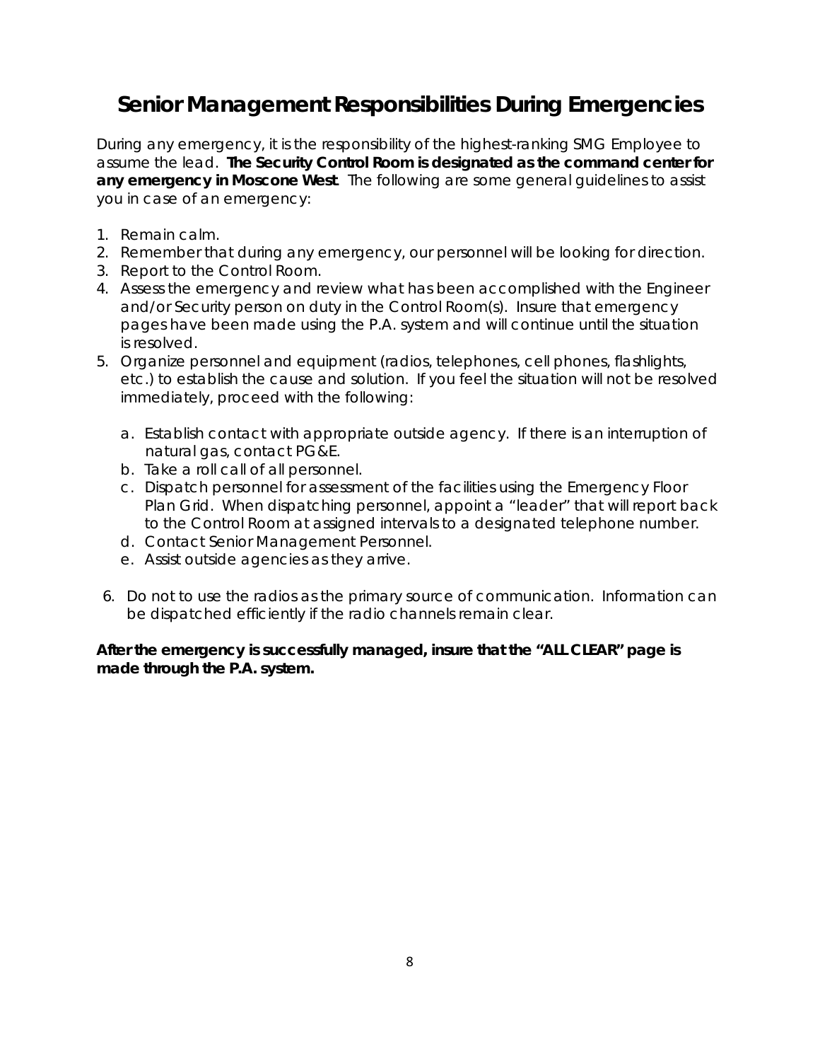# Senior Management Responsibilities During Emergencies

During any emergency, it is the responsibility of the highest-ranking SMG Employee to assume the lead. **The Security Control Room is designated as the command center for any emergency in Moscone West**. The following are some general guidelines to assist you in case of an emergency:

1. Remain calm.
2. Remember that during any emergency, our personnel will be looking for direction.
3. Report to the Control Room.
4. Assess the emergency and review what has been accomplished with the Engineer and/or Security person on duty in the Control Room(s). Insure that emergency pages have been made using the P.A. system and will continue until the situation is resolved.
5. Organize personnel and equipment (radios, telephones, cell phones, flashlights, etc.) to establish the cause and solution. If you feel the situation will not be resolved immediately, proceed with the following:
   a. Establish contact with appropriate outside agency. If there is an interruption of natural gas, contact PG&E.
   b. Take a roll call of all personnel.
   c. Dispatch personnel for assessment of the facilities using the Emergency Floor Plan Grid. When dispatching personnel, appoint a "leader" that will report back to the Control Room at assigned intervals to a designated telephone number.
   d. Contact Senior Management Personnel.
   e. Assist outside agencies as they arrive.
6. Do not to use the radios as the primary source of communication. Information can be dispatched efficiently if the radio channels remain clear.

**After the emergency is successfully managed, insure that the "ALL CLEAR" page is made through the P.A. system.**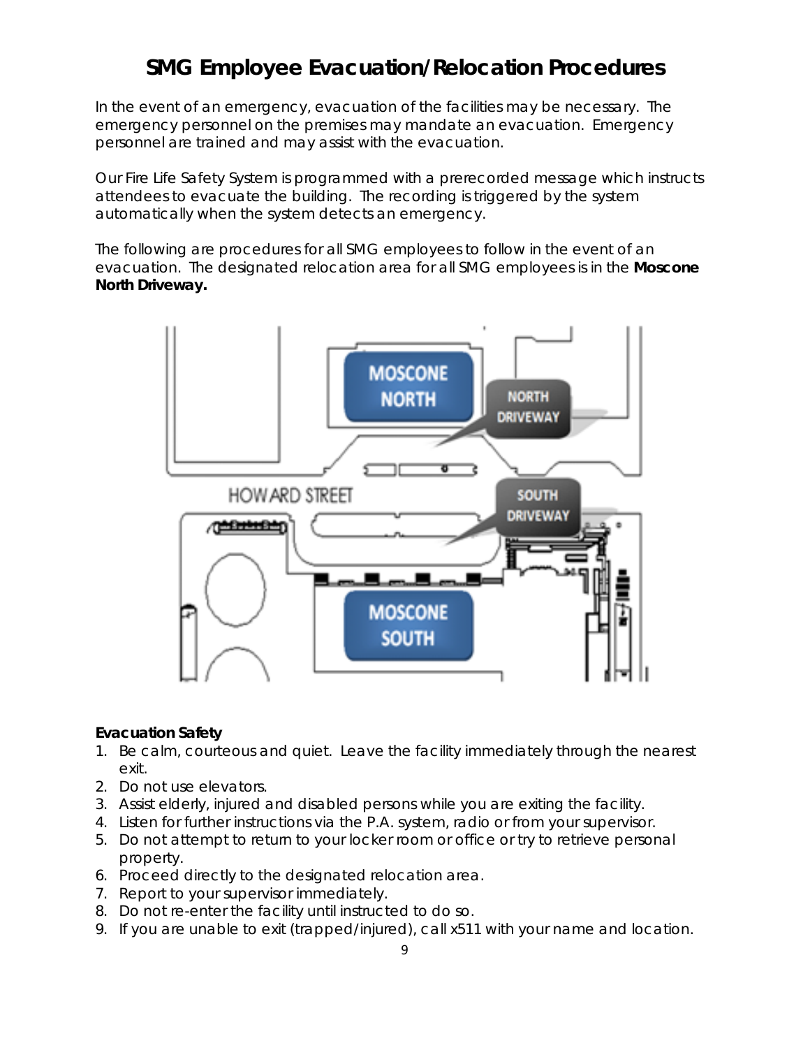# SMG Employee Evacuation/Relocation Procedures

In the event of an emergency, evacuation of the facilities may be necessary. The emergency personnel on the premises may mandate an evacuation. Emergency personnel are trained and may assist with the evacuation.

Our Fire Life Safety System is programmed with a prerecorded message which instructs attendees to evacuate the building. The recording is triggered by the system automatically when the system detects an emergency.

The following are procedures for all SMG employees to follow in the event of an evacuation. The designated relocation area for all SMG employees is in the **Moscone North Driveway.**

**Evacuation Safety**

1. Be calm, courteous and quiet. Leave the facility immediately through the nearest exit.
2. Do not use elevators.
3. Assist elderly, injured and disabled persons while you are exiting the facility.
4. Listen for further instructions via the P.A. system, radio or from your supervisor.
5. Do not attempt to return to your locker room or office or try to retrieve personal property.
6. Proceed directly to the designated relocation area.
7. Report to your supervisor immediately.
8. Do not re-enter the facility until instructed to do so.
9. If you are unable to exit (trapped/injured), call x511 with your name and location.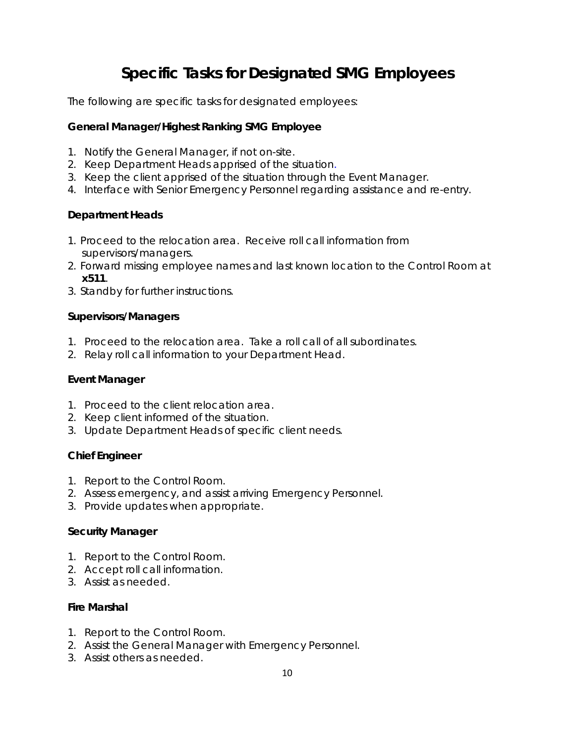# Specific Tasks for Designated SMG Employees

The following are specific tasks for designated employees:

**General Manager/Highest Ranking SMG Employee**

1. Notify the General Manager, if not on-site.
2. Keep Department Heads apprised of the situation.
3. Keep the client apprised of the situation through the Event Manager.
4. Interface with Senior Emergency Personnel regarding assistance and re-entry.

**Department Heads**

1. Proceed to the relocation area. Receive roll call information from supervisors/managers.
2. Forward missing employee names and last known location to the Control Room at **x511**.
3. Standby for further instructions.

**Supervisors/Managers**

1. Proceed to the relocation area. Take a roll call of all subordinates.
2. Relay roll call information to your Department Head.

**Event Manager**

1. Proceed to the client relocation area.
2. Keep client informed of the situation.
3. Update Department Heads of specific client needs.

**Chief Engineer**

1. Report to the Control Room.
2. Assess emergency, and assist arriving Emergency Personnel.
3. Provide updates when appropriate.

**Security Manager**

1. Report to the Control Room.
2. Accept roll call information.
3. Assist as needed.

**Fire Marshal**

1. Report to the Control Room.
2. Assist the General Manager with Emergency Personnel.
3. Assist others as needed.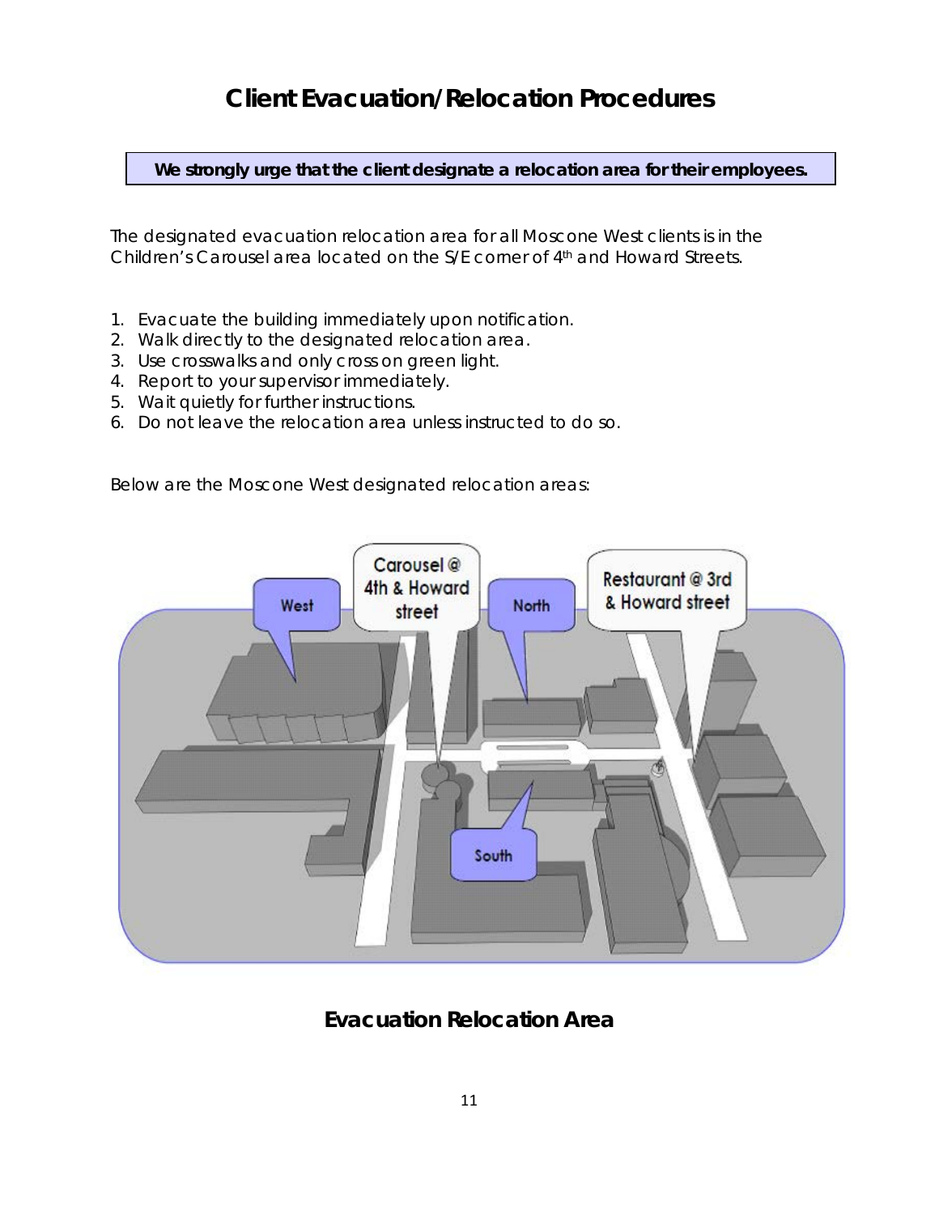# Client Evacuation/Relocation Procedures

**We strongly urge that the client designate a relocation area for their employees.**

The designated evacuation relocation area for all Moscone West clients is in the Children's Carousel area located on the S/E corner of 4th and Howard Streets.

1. Evacuate the building immediately upon notification.
2. Walk directly to the designated relocation area.
3. Use crosswalks and only cross on green light.
4. Report to your supervisor immediately.
5. Wait quietly for further instructions.
6. Do not leave the relocation area unless instructed to do so.

Below are the Moscone West designated relocation areas:

West

Carousel @ 4th & Howard street

North

Restaurant @ 3rd & Howard street

South

## Evacuation Relocation Area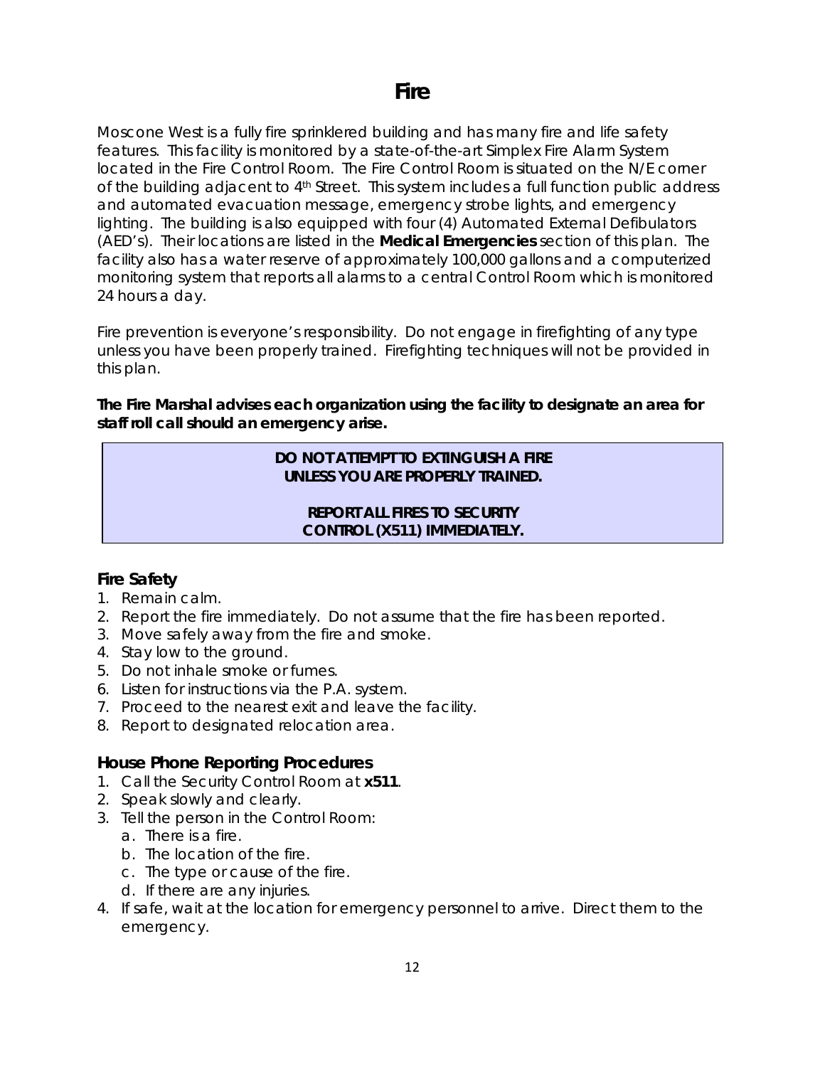# Fire

Moscone West is a fully fire sprinklered building and has many fire and life safety features. This facility is monitored by a state-of-the-art Simplex Fire Alarm System located in the Fire Control Room. The Fire Control Room is situated on the N/E corner of the building adjacent to 4th Street. This system includes a full function public address and automated evacuation message, emergency strobe lights, and emergency lighting. The building is also equipped with four (4) Automated External Defibulators (AED's). Their locations are listed in the **Medical Emergencies** section of this plan. The facility also has a water reserve of approximately 100,000 gallons and a computerized monitoring system that reports all alarms to a central Control Room which is monitored 24 hours a day.

Fire prevention is everyone's responsibility. Do not engage in firefighting of any type unless you have been properly trained. Firefighting techniques will not be provided in this plan.

**The Fire Marshal advises each organization using the facility to designate an area for staff roll call should an emergency arise.**

**DO NOT ATTEMPT TO EXTINGUISH A FIRE UNLESS YOU ARE PROPERLY TRAINED.**

**REPORT ALL FIRES TO SECURITY CONTROL (X511) IMMEDIATELY.**

## Fire Safety

1. Remain calm.
2. Report the fire immediately. Do not assume that the fire has been reported.
3. Move safely away from the fire and smoke.
4. Stay low to the ground.
5. Do not inhale smoke or fumes.
6. Listen for instructions via the P.A. system.
7. Proceed to the nearest exit and leave the facility.
8. Report to designated relocation area.

## House Phone Reporting Procedures

1. Call the Security Control Room at **x511**.
2. Speak slowly and clearly.
3. Tell the person in the Control Room:
   a. There is a fire.
   b. The location of the fire.
   c. The type or cause of the fire.
   d. If there are any injuries.
4. If safe, wait at the location for emergency personnel to arrive. Direct them to the emergency.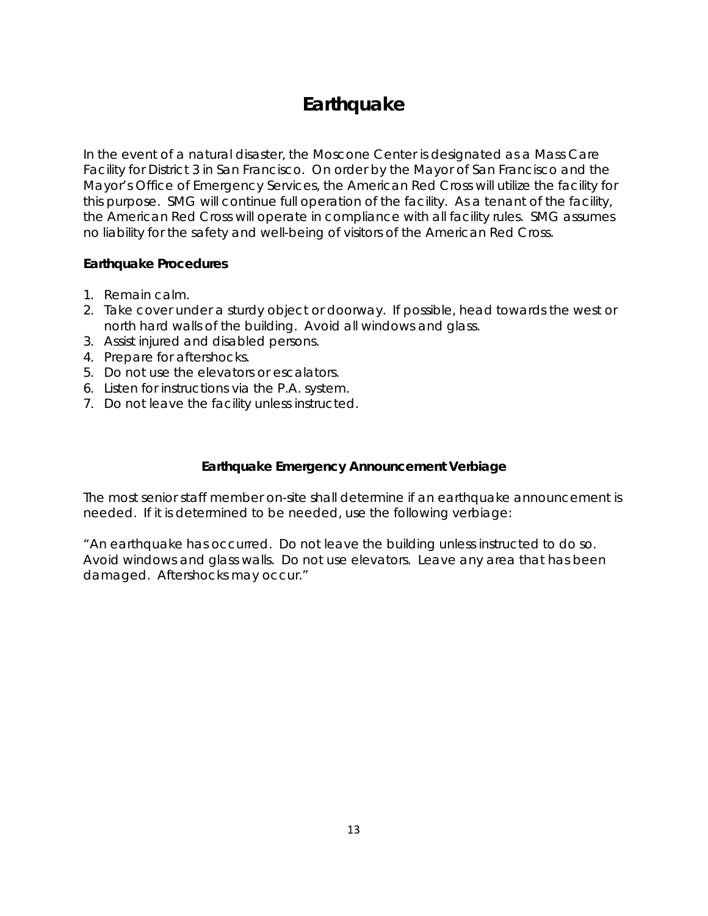# Earthquake

In the event of a natural disaster, the Moscone Center is designated as a Mass Care Facility for District 3 in San Francisco. On order by the Mayor of San Francisco and the Mayor's Office of Emergency Services, the American Red Cross will utilize the facility for this purpose. SMG will continue full operation of the facility. As a tenant of the facility, the American Red Cross will operate in compliance with all facility rules. SMG assumes no liability for the safety and well-being of visitors of the American Red Cross.

**Earthquake Procedures**

1. Remain calm.
2. Take cover under a sturdy object or doorway. If possible, head towards the west or north hard walls of the building. Avoid all windows and glass.
3. Assist injured and disabled persons.
4. Prepare for aftershocks.
5. Do not use the elevators or escalators.
6. Listen for instructions via the P.A. system.
7. Do not leave the facility unless instructed.

**Earthquake Emergency Announcement Verbiage**

The most senior staff member on-site shall determine if an earthquake announcement is needed. If it is determined to be needed, use the following verbiage:

"An earthquake has occurred. Do not leave the building unless instructed to do so. Avoid windows and glass walls. Do not use elevators. Leave any area that has been damaged. Aftershocks may occur."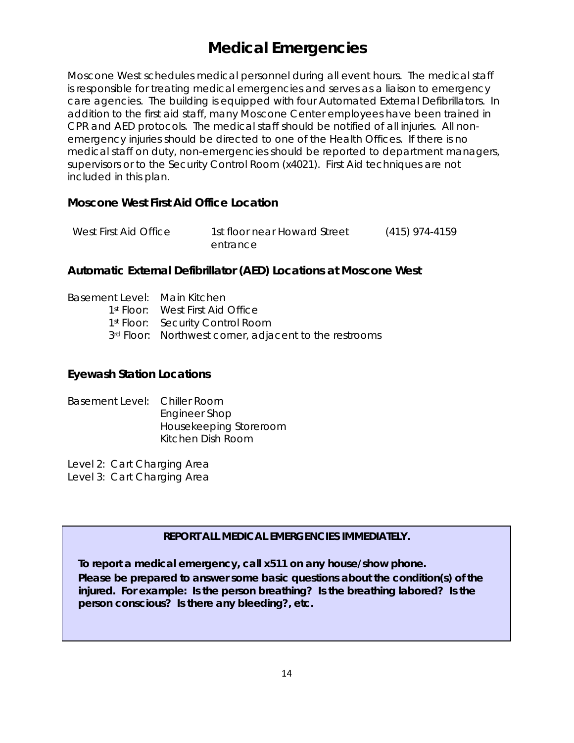# Medical Emergencies

Moscone West schedules medical personnel during all event hours. The medical staff is responsible for treating medical emergencies and serves as a liaison to emergency care agencies. The building is equipped with four Automated External Defibrillators. In addition to the first aid staff, many Moscone Center employees have been trained in CPR and AED protocols. The medical staff should be notified of all injuries. All non-emergency injuries should be directed to one of the Health Offices. If there is no medical staff on duty, non-emergencies should be reported to department managers, supervisors or to the Security Control Room (x4021). First Aid techniques are not included in this plan.

### Moscone West First Aid Office Location

| West First Aid Office | 1st floor near Howard Street entrance | (415) 974-4159 |
|---|---|---|

### Automatic External Defibrillator (AED) Locations at Moscone West

Basement Level: Main Kitchen
1st Floor: West First Aid Office
1st Floor: Security Control Room
3rd Floor: Northwest corner, adjacent to the restrooms

### Eyewash Station Locations

Basement Level: Chiller Room
Engineer Shop
Housekeeping Storeroom
Kitchen Dish Room

Level 2: Cart Charging Area
Level 3: Cart Charging Area

**REPORT ALL MEDICAL EMERGENCIES IMMEDIATELY.**

**To report a medical emergency, call x511 on any house/show phone.**
**Please be prepared to answer some basic questions about the condition(s) of the injured. For example: Is the person breathing? Is the breathing labored? Is the person conscious? Is there any bleeding?, etc.**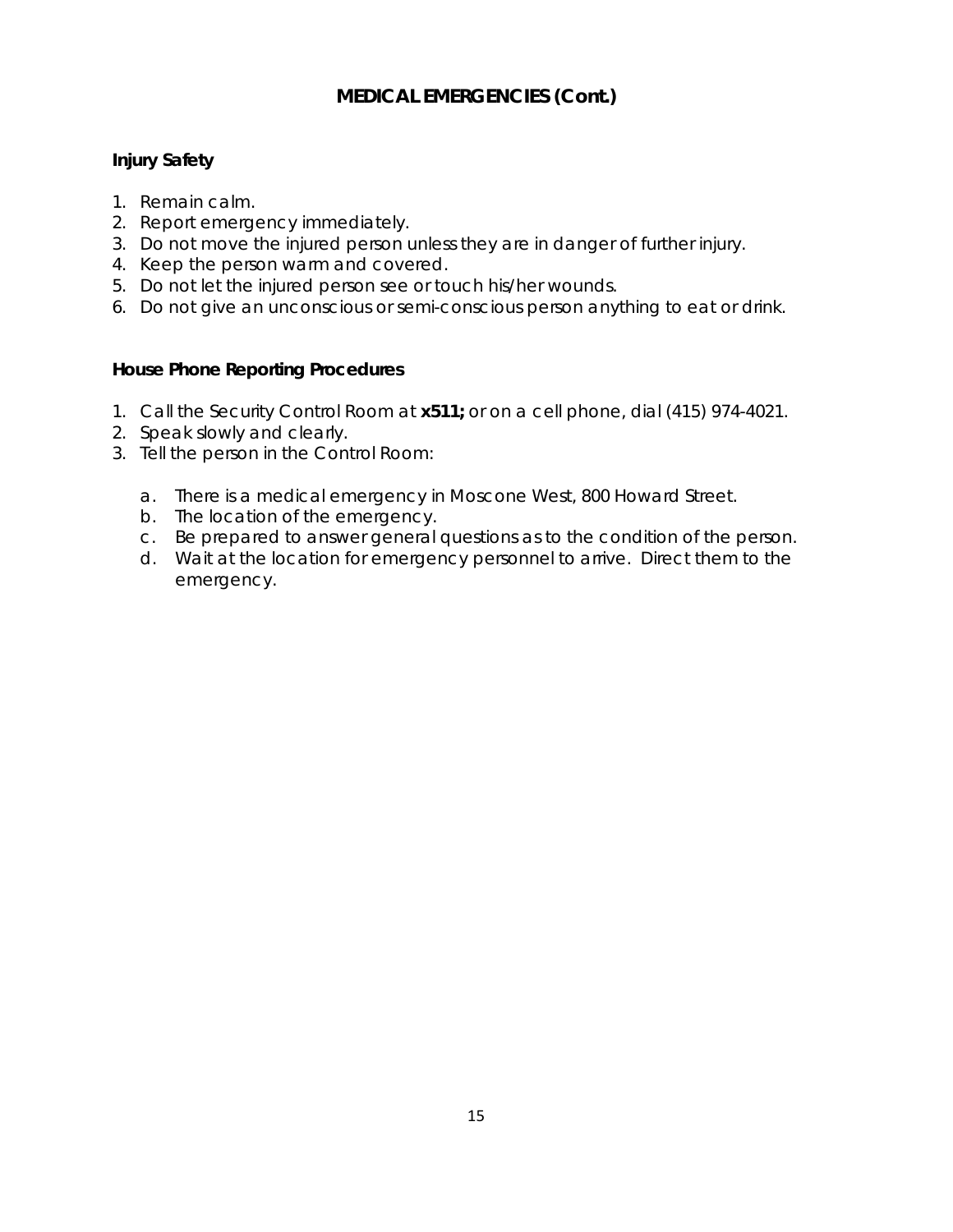## MEDICAL EMERGENCIES (Cont.)

### Injury Safety

1. Remain calm.
2. Report emergency immediately.
3. Do not move the injured person unless they are in danger of further injury.
4. Keep the person warm and covered.
5. Do not let the injured person see or touch his/her wounds.
6. Do not give an unconscious or semi-conscious person anything to eat or drink.

### House Phone Reporting Procedures

1. Call the Security Control Room at **x511;** or on a cell phone, dial (415) 974-4021.
2. Speak slowly and clearly.
3. Tell the person in the Control Room:

   a. There is a medical emergency in Moscone West, 800 Howard Street.
   b. The location of the emergency.
   c. Be prepared to answer general questions as to the condition of the person.
   d. Wait at the location for emergency personnel to arrive. Direct them to the emergency.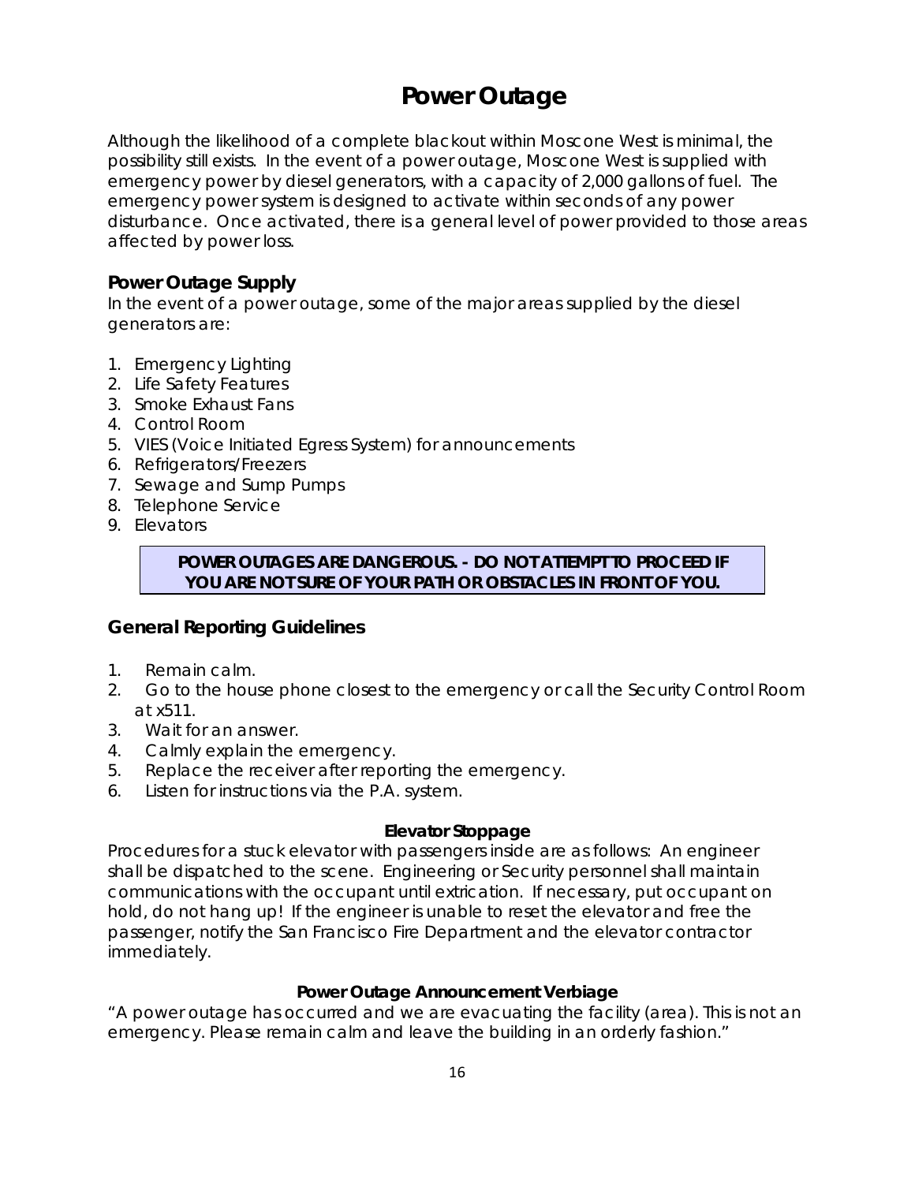# Power Outage

Although the likelihood of a complete blackout within Moscone West is minimal, the possibility still exists. In the event of a power outage, Moscone West is supplied with emergency power by diesel generators, with a capacity of 2,000 gallons of fuel. The emergency power system is designed to activate within seconds of any power disturbance. Once activated, there is a general level of power provided to those areas affected by power loss.

## Power Outage Supply

In the event of a power outage, some of the major areas supplied by the diesel generators are:

1. Emergency Lighting
2. Life Safety Features
3. Smoke Exhaust Fans
4. Control Room
5. VIES (Voice Initiated Egress System) for announcements
6. Refrigerators/Freezers
7. Sewage and Sump Pumps
8. Telephone Service
9. Elevators

**POWER OUTAGES ARE DANGEROUS. - DO NOT ATTEMPT TO PROCEED IF YOU ARE NOT SURE OF YOUR PATH OR OBSTACLES IN FRONT OF YOU.**

## General Reporting Guidelines

1. Remain calm.
2. Go to the house phone closest to the emergency or call the Security Control Room at x511.
3. Wait for an answer.
4. Calmly explain the emergency.
5. Replace the receiver after reporting the emergency.
6. Listen for instructions via the P.A. system.

**Elevator Stoppage**

Procedures for a stuck elevator with passengers inside are as follows: An engineer shall be dispatched to the scene. Engineering or Security personnel shall maintain communications with the occupant until extrication. If necessary, put occupant on hold, do not hang up! If the engineer is unable to reset the elevator and free the passenger, notify the San Francisco Fire Department and the elevator contractor immediately.

**Power Outage Announcement Verbiage**

"A power outage has occurred and we are evacuating the facility (area). This is not an emergency. Please remain calm and leave the building in an orderly fashion."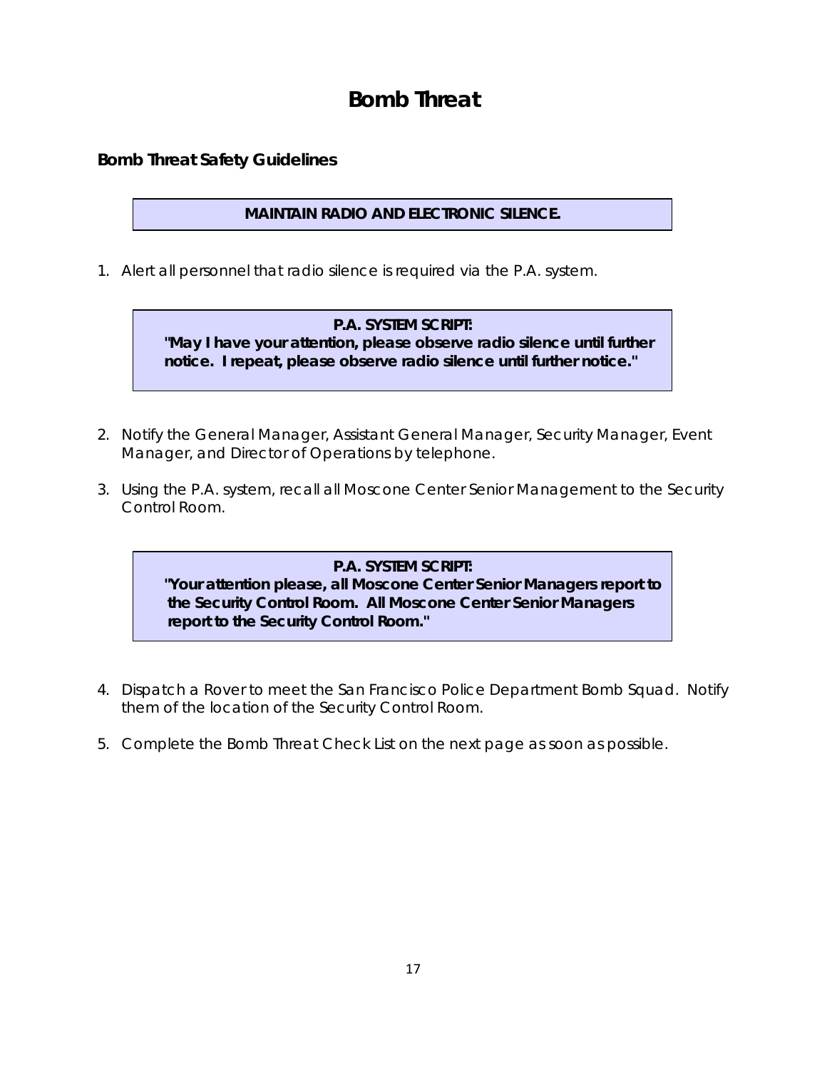# Bomb Threat

## Bomb Threat Safety Guidelines

**MAINTAIN RADIO AND ELECTRONIC SILENCE.**

1. Alert all personnel that radio silence is required via the P.A. system.

> **P.A. SYSTEM SCRIPT:**
> **"May I have your attention, please observe radio silence until further notice. I repeat, please observe radio silence until further notice."**

2. Notify the General Manager, Assistant General Manager, Security Manager, Event Manager, and Director of Operations by telephone.

3. Using the P.A. system, recall all Moscone Center Senior Management to the Security Control Room.

> **P.A. SYSTEM SCRIPT:**
> **"Your attention please, all Moscone Center Senior Managers report to the Security Control Room. All Moscone Center Senior Managers report to the Security Control Room."**

4. Dispatch a Rover to meet the San Francisco Police Department Bomb Squad. Notify them of the location of the Security Control Room.

5. Complete the Bomb Threat Check List on the next page as soon as possible.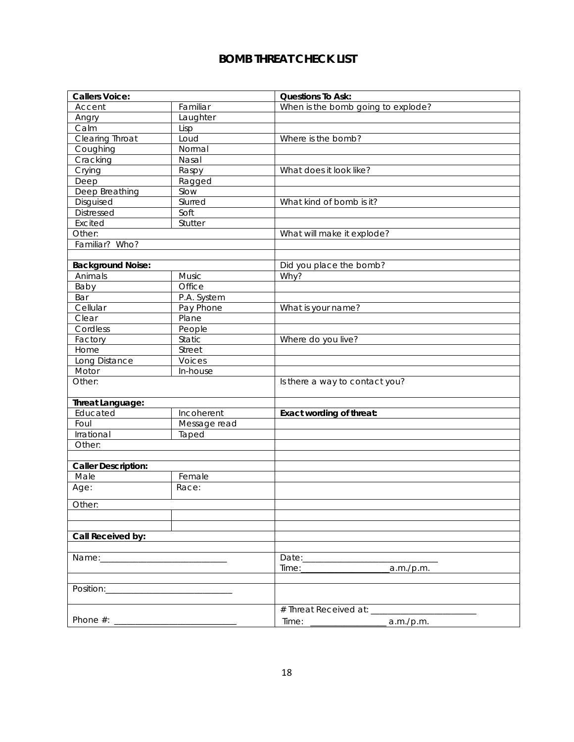# BOMB THREAT CHECK LIST

| **Callers Voice:** | | **Questions To Ask:** |
|---|---|---|
| Accent | Familiar | When is the bomb going to explode? |
| Angry | Laughter | |
| Calm | Lisp | |
| Clearing Throat | Loud | Where is the bomb? |
| Coughing | Normal | |
| Cracking | Nasal | |
| Crying | Raspy | What does it look like? |
| Deep | Ragged | |
| Deep Breathing | Slow | |
| Disguised | Slurred | What kind of bomb is it? |
| Distressed | Soft | |
| Excited | Stutter | |
| Other: | | What will make it explode? |
| Familiar? Who? | | |
| | | |
| **Background Noise:** | | Did you place the bomb? |
| Animals | Music | Why? |
| Baby | Office | |
| Bar | P.A. System | |
| Cellular | Pay Phone | What is your name? |
| Clear | Plane | |
| Cordless | People | |
| Factory | Static | Where do you live? |
| Home | Street | |
| Long Distance | Voices | |
| Motor | In-house | |
| Other: | | Is there a way to contact you? |
| **Threat Language:** | | |
| Educated | Incoherent | **Exact wording of threat:** |
| Foul | Message read | |
| Irrational | Taped | |
| Other: | | |
| | | |
| **Caller Description:** | | |
| Male | Female | |
| Age: | Race: | |
| Other: | | |
| | | |
| | | |
| **Call Received by:** | | |
| | | |
| Name:______________________________ | | Date:________________________________<br>Time:_____________________a.m./p.m. |
| | | |
| Position:______________________________ | | |
| Phone #: ____________________________ | | # Threat Received at: _________________________<br>Time: __________________ a.m./p.m. |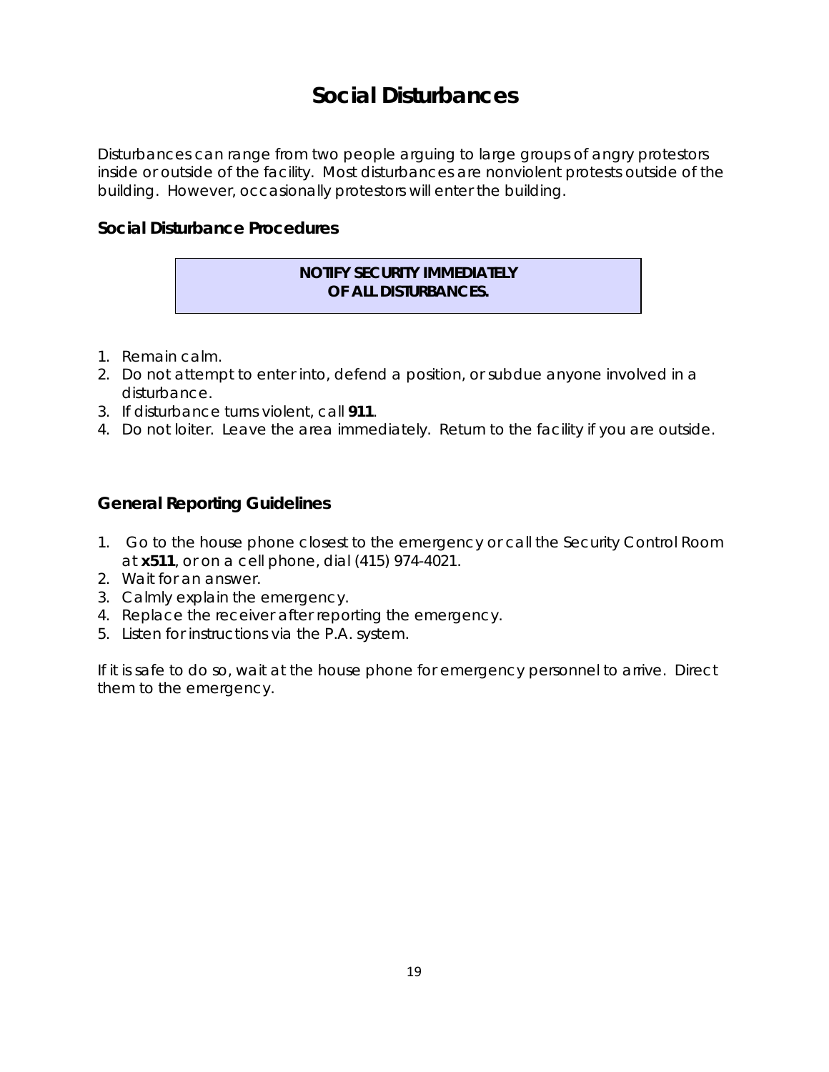# Social Disturbances

Disturbances can range from two people arguing to large groups of angry protestors inside or outside of the facility. Most disturbances are nonviolent protests outside of the building. However, occasionally protestors will enter the building.

### Social Disturbance Procedures

**NOTIFY SECURITY IMMEDIATELY OF ALL DISTURBANCES.**

1. Remain calm.
2. Do not attempt to enter into, defend a position, or subdue anyone involved in a disturbance.
3. If disturbance turns violent, call **911**.
4. Do not loiter. Leave the area immediately. Return to the facility if you are outside.

### General Reporting Guidelines

1. Go to the house phone closest to the emergency or call the Security Control Room at **x511**, or on a cell phone, dial (415) 974-4021.
2. Wait for an answer.
3. Calmly explain the emergency.
4. Replace the receiver after reporting the emergency.
5. Listen for instructions via the P.A. system.

If it is safe to do so, wait at the house phone for emergency personnel to arrive. Direct them to the emergency.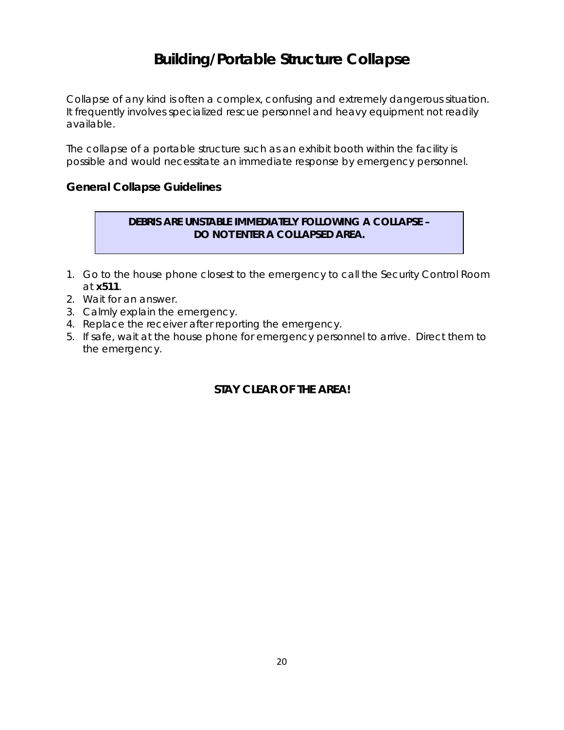# Building/Portable Structure Collapse

Collapse of any kind is often a complex, confusing and extremely dangerous situation. It frequently involves specialized rescue personnel and heavy equipment not readily available.

The collapse of a portable structure such as an exhibit booth within the facility is possible and would necessitate an immediate response by emergency personnel.

## General Collapse Guidelines

**DEBRIS ARE UNSTABLE IMMEDIATELY FOLLOWING A COLLAPSE – DO NOT ENTER A COLLAPSED AREA.**

1. Go to the house phone closest to the emergency to call the Security Control Room at **x511**.
2. Wait for an answer.
3. Calmly explain the emergency.
4. Replace the receiver after reporting the emergency.
5. If safe, wait at the house phone for emergency personnel to arrive. Direct them to the emergency.

**STAY CLEAR OF THE AREA!**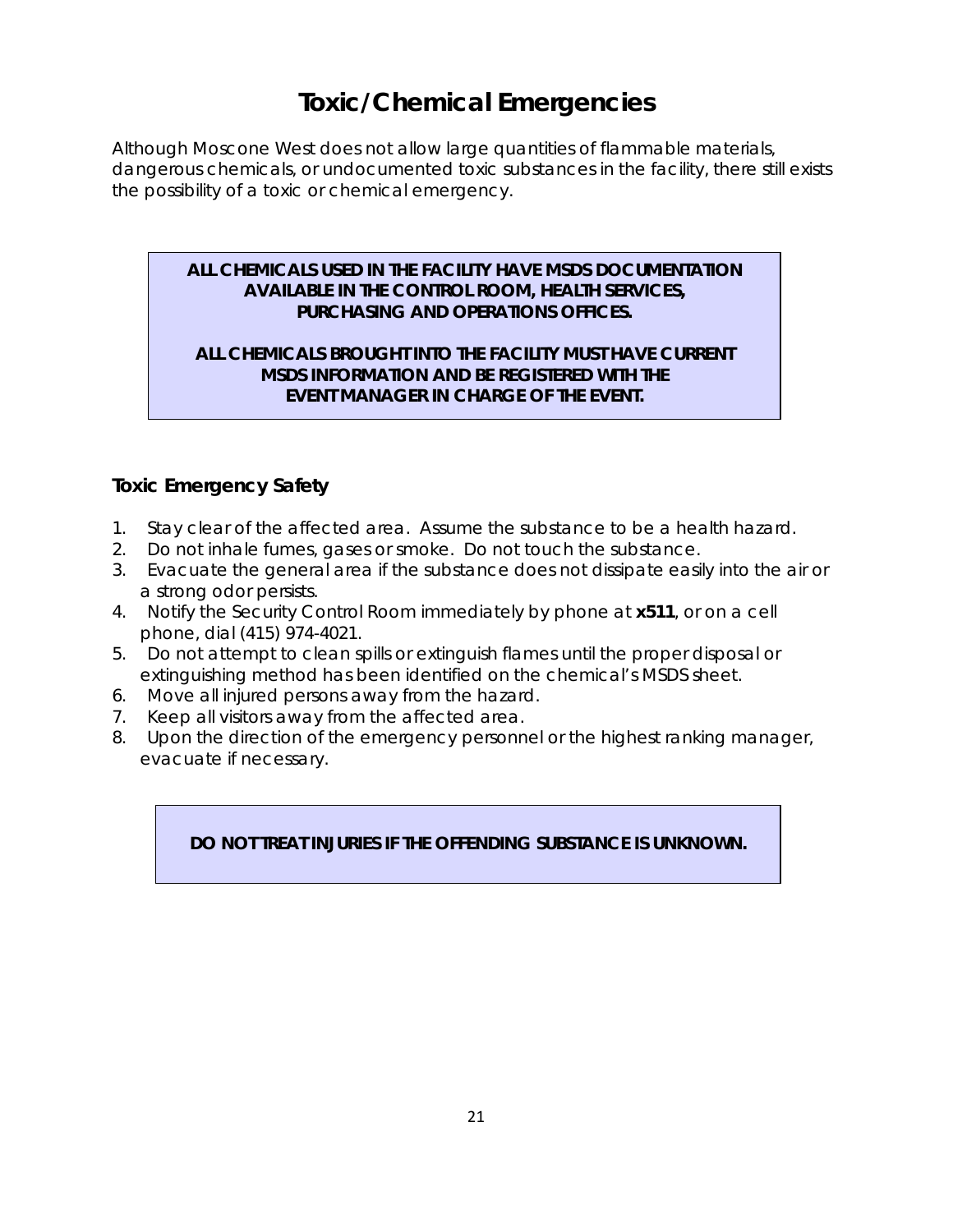# Toxic/Chemical Emergencies

Although Moscone West does not allow large quantities of flammable materials, dangerous chemicals, or undocumented toxic substances in the facility, there still exists the possibility of a toxic or chemical emergency.

**ALL CHEMICALS USED IN THE FACILITY HAVE MSDS DOCUMENTATION AVAILABLE IN THE CONTROL ROOM, HEALTH SERVICES, PURCHASING AND OPERATIONS OFFICES.**

**ALL CHEMICALS BROUGHT INTO THE FACILITY MUST HAVE CURRENT MSDS INFORMATION AND BE REGISTERED WITH THE EVENT MANAGER IN CHARGE OF THE EVENT.**

## Toxic Emergency Safety

1. Stay clear of the affected area. Assume the substance to be a health hazard.
2. Do not inhale fumes, gases or smoke. Do not touch the substance.
3. Evacuate the general area if the substance does not dissipate easily into the air or a strong odor persists.
4. Notify the Security Control Room immediately by phone at **x511**, or on a cell phone, dial (415) 974-4021.
5. Do not attempt to clean spills or extinguish flames until the proper disposal or extinguishing method has been identified on the chemical's MSDS sheet.
6. Move all injured persons away from the hazard.
7. Keep all visitors away from the affected area.
8. Upon the direction of the emergency personnel or the highest ranking manager, evacuate if necessary.

**DO NOT TREAT INJURIES IF THE OFFENDING SUBSTANCE IS UNKNOWN.**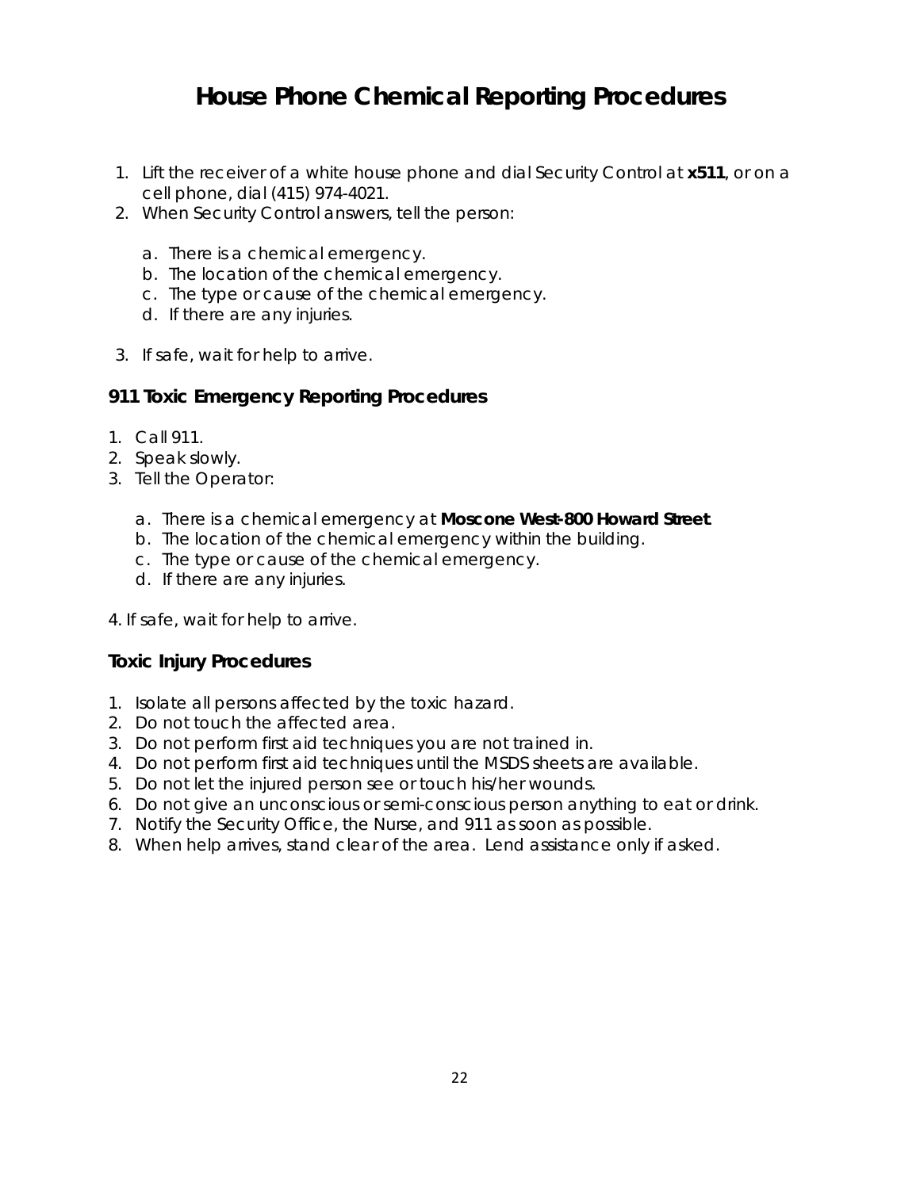# House Phone Chemical Reporting Procedures

1. Lift the receiver of a white house phone and dial Security Control at **x511**, or on a cell phone, dial (415) 974-4021.
2. When Security Control answers, tell the person:
   a. There is a chemical emergency.
   b. The location of the chemical emergency.
   c. The type or cause of the chemical emergency.
   d. If there are any injuries.
3. If safe, wait for help to arrive.

### 911 Toxic Emergency Reporting Procedures

1. Call 911.
2. Speak slowly.
3. Tell the Operator:
   a. There is a chemical emergency at **Moscone West-800 Howard Street**.
   b. The location of the chemical emergency within the building.
   c. The type or cause of the chemical emergency.
   d. If there are any injuries.

4. If safe, wait for help to arrive.

### Toxic Injury Procedures

1. Isolate all persons affected by the toxic hazard.
2. Do not touch the affected area.
3. Do not perform first aid techniques you are not trained in.
4. Do not perform first aid techniques until the MSDS sheets are available.
5. Do not let the injured person see or touch his/her wounds.
6. Do not give an unconscious or semi-conscious person anything to eat or drink.
7. Notify the Security Office, the Nurse, and 911 as soon as possible.
8. When help arrives, stand clear of the area. Lend assistance only if asked.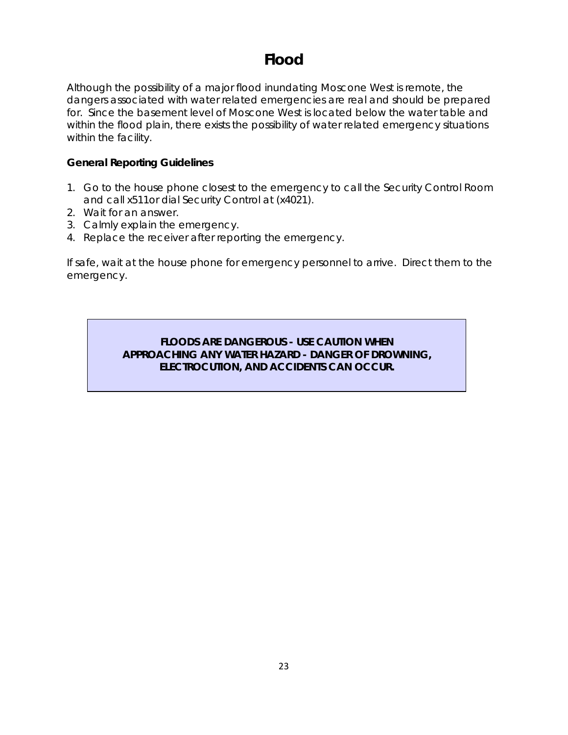# Flood

Although the possibility of a major flood inundating Moscone West is remote, the dangers associated with water related emergencies are real and should be prepared for. Since the basement level of Moscone West is located below the water table and within the flood plain, there exists the possibility of water related emergency situations within the facility.

**General Reporting Guidelines**

1. Go to the house phone closest to the emergency to call the Security Control Room and call x511or dial Security Control at (x4021).
2. Wait for an answer.
3. Calmly explain the emergency.
4. Replace the receiver after reporting the emergency.

If safe, wait at the house phone for emergency personnel to arrive. Direct them to the emergency.

**FLOODS ARE DANGEROUS - USE CAUTION WHEN APPROACHING ANY WATER HAZARD - DANGER OF DROWNING, ELECTROCUTION, AND ACCIDENTS CAN OCCUR.**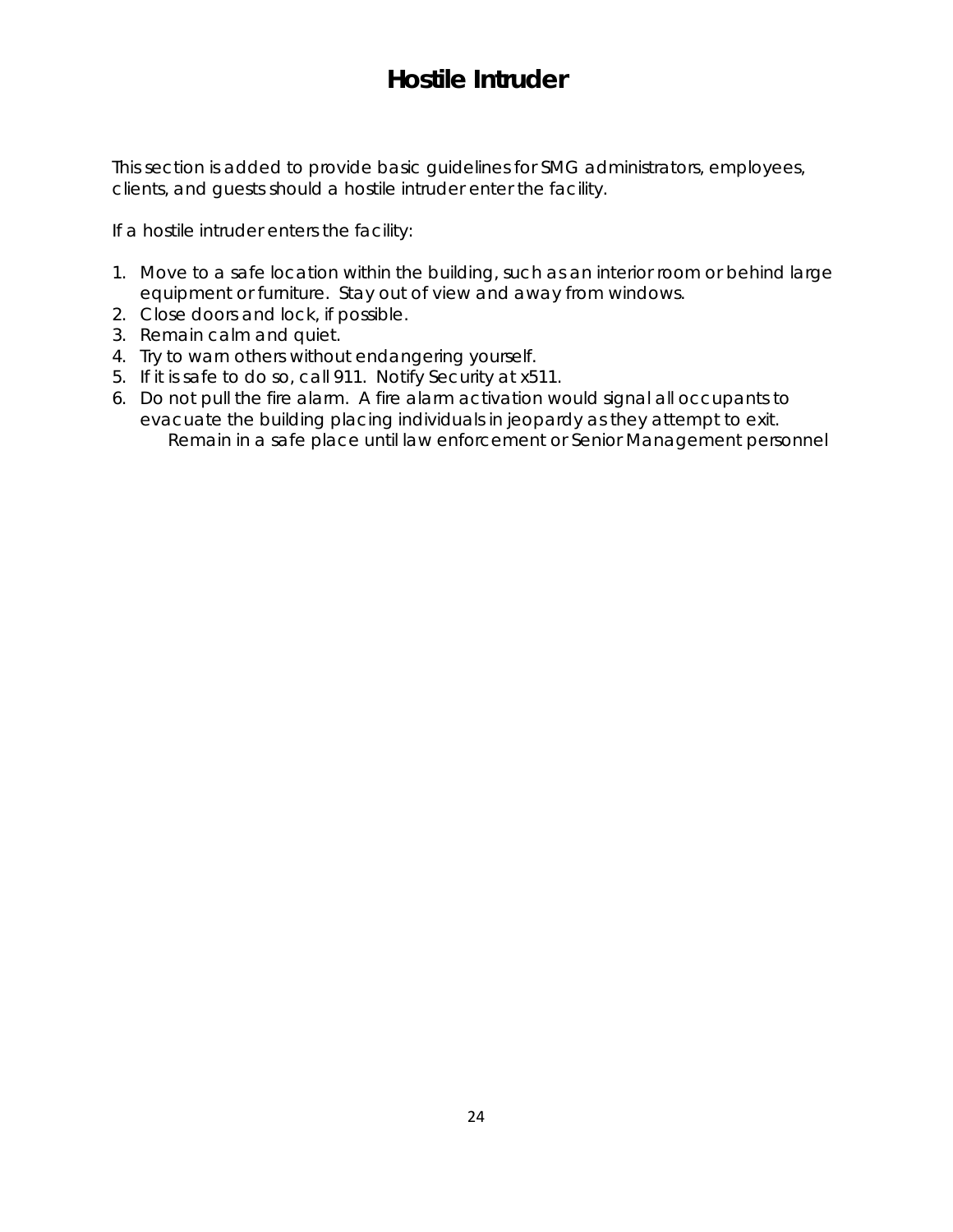# Hostile Intruder

This section is added to provide basic guidelines for SMG administrators, employees, clients, and guests should a hostile intruder enter the facility.

If a hostile intruder enters the facility:

1. Move to a safe location within the building, such as an interior room or behind large equipment or furniture. Stay out of view and away from windows.
2. Close doors and lock, if possible.
3. Remain calm and quiet.
4. Try to warn others without endangering yourself.
5. If it is safe to do so, call 911. Notify Security at x511.
6. Do not pull the fire alarm. A fire alarm activation would signal all occupants to evacuate the building placing individuals in jeopardy as they attempt to exit.
   Remain in a safe place until law enforcement or Senior Management personnel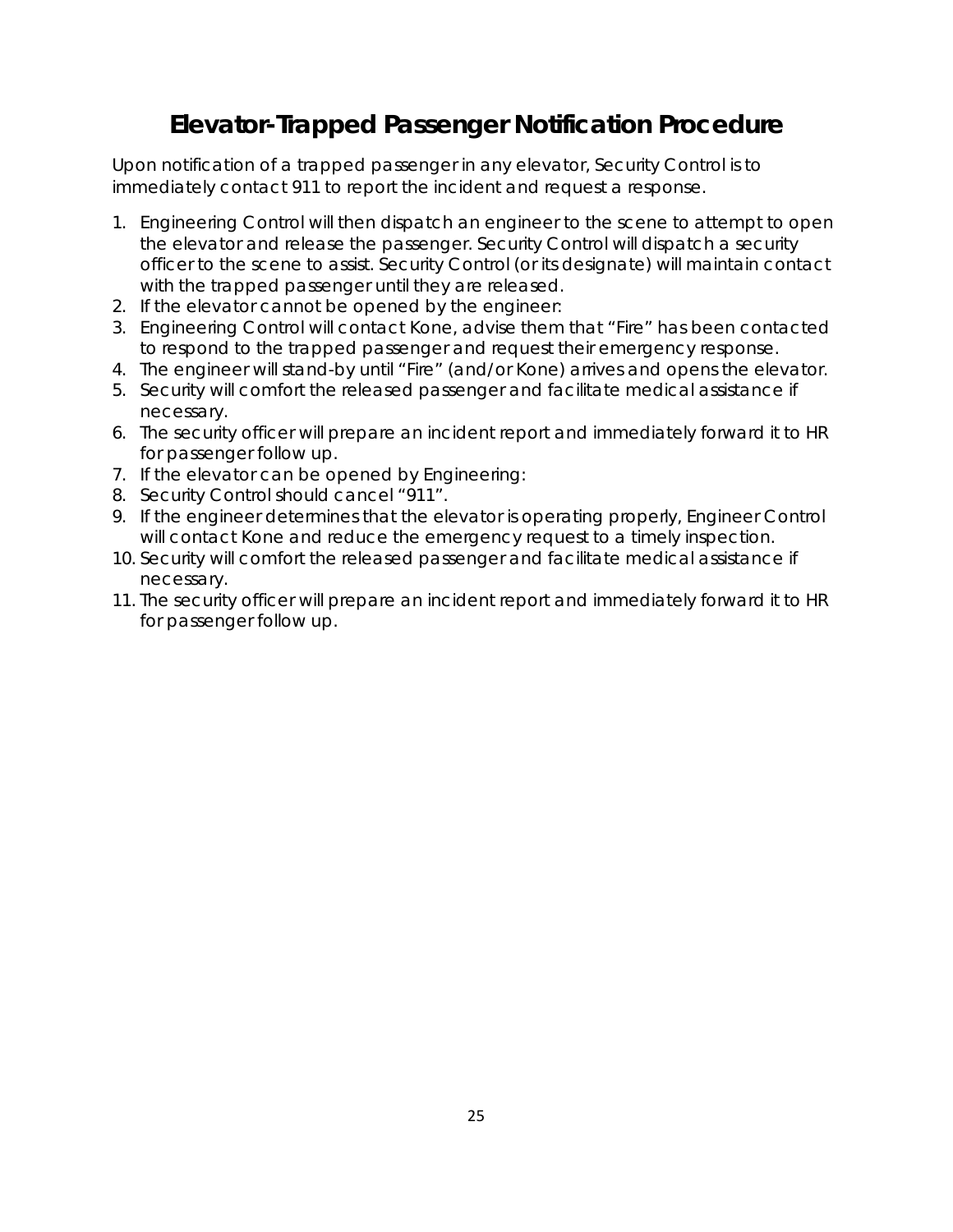# Elevator-Trapped Passenger Notification Procedure

Upon notification of a trapped passenger in any elevator, Security Control is to immediately contact 911 to report the incident and request a response.

1. Engineering Control will then dispatch an engineer to the scene to attempt to open the elevator and release the passenger. Security Control will dispatch a security officer to the scene to assist. Security Control (or its designate) will maintain contact with the trapped passenger until they are released.
2. If the elevator cannot be opened by the engineer:
3. Engineering Control will contact Kone, advise them that "Fire" has been contacted to respond to the trapped passenger and request their emergency response.
4. The engineer will stand-by until "Fire" (and/or Kone) arrives and opens the elevator.
5. Security will comfort the released passenger and facilitate medical assistance if necessary.
6. The security officer will prepare an incident report and immediately forward it to HR for passenger follow up.
7. If the elevator can be opened by Engineering:
8. Security Control should cancel "911".
9. If the engineer determines that the elevator is operating properly, Engineer Control will contact Kone and reduce the emergency request to a timely inspection.
10. Security will comfort the released passenger and facilitate medical assistance if necessary.
11. The security officer will prepare an incident report and immediately forward it to HR for passenger follow up.